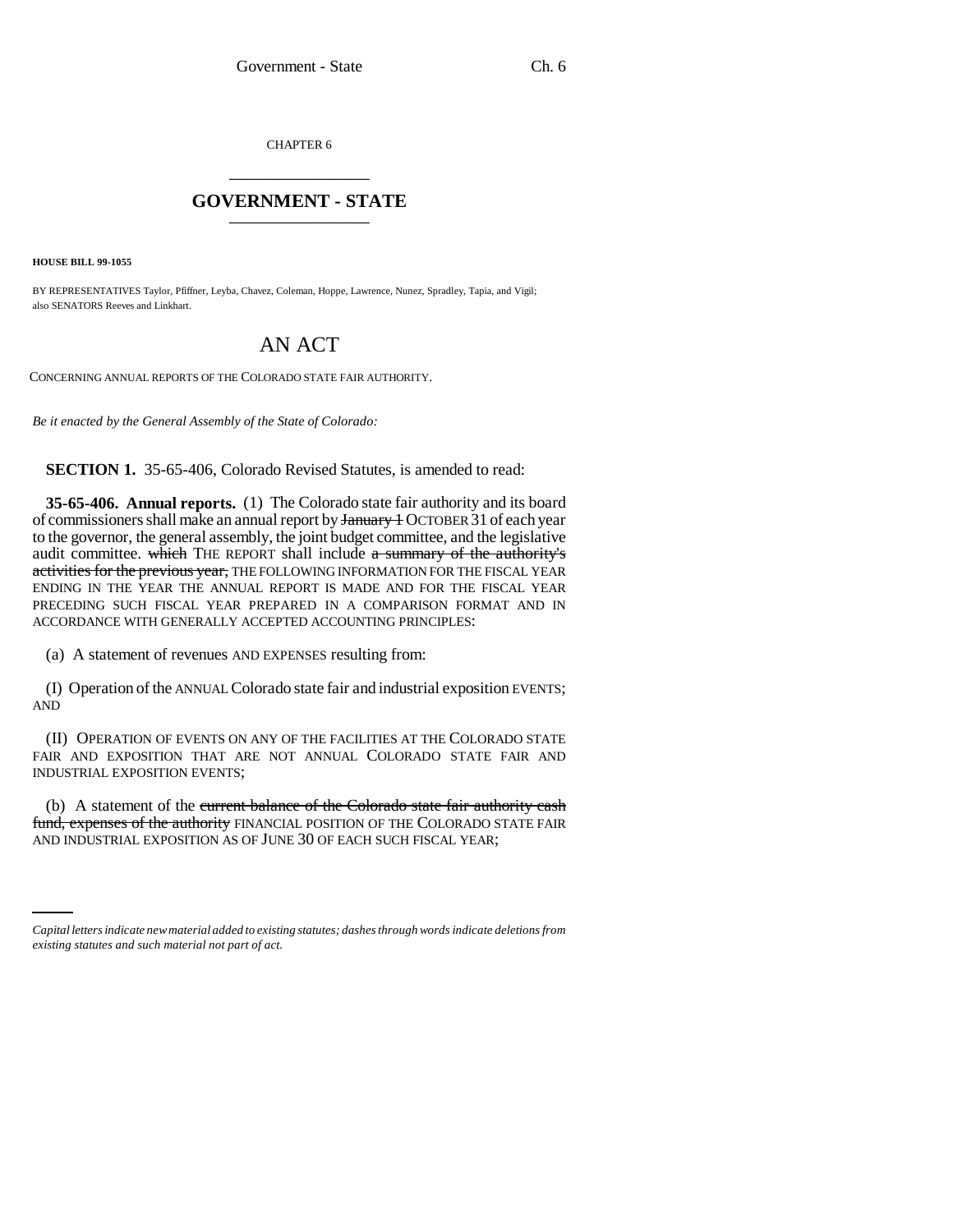CHAPTER 6

# GOVERNMENT - STATE

**HOUSE BILL 99-1055**

BY REPRESENTATIVES Taylor, Pfiffner, Leyba, Chavez, Coleman, Hoppe, Lawrence, Nunez, Spradley, Tapia, and Vigil; also SENATORS Reeves and Linkhart.

# AN ACT

CONCERNING ANNUAL REPORTS OF THE COLORADO STATE FAIR AUTHORITY.

*Be it enacted by the General Assembly of the State of Colorado:*

**SECTION 1.** 35-65-406, Colorado Revised Statutes, is amended to read:

**35-65-406. Annual reports.** (1) The Colorado state fair authority and its board of commissioners shall make an annual report by ~~January 1~~ OCTOBER 31 of each year to the governor, the general assembly, the joint budget committee, and the legislative audit committee. ~~which~~ THE REPORT shall include ~~a summary of the authority's activities for the previous year,~~ THE FOLLOWING INFORMATION FOR THE FISCAL YEAR ENDING IN THE YEAR THE ANNUAL REPORT IS MADE AND FOR THE FISCAL YEAR PRECEDING SUCH FISCAL YEAR PREPARED IN A COMPARISON FORMAT AND IN ACCORDANCE WITH GENERALLY ACCEPTED ACCOUNTING PRINCIPLES:

(a) A statement of revenues AND EXPENSES resulting from:

(I) Operation of the ANNUAL Colorado state fair and industrial exposition EVENTS; AND

(II) OPERATION OF EVENTS ON ANY OF THE FACILITIES AT THE COLORADO STATE FAIR AND EXPOSITION THAT ARE NOT ANNUAL COLORADO STATE FAIR AND INDUSTRIAL EXPOSITION EVENTS;

(b) A statement of the ~~current balance of the Colorado state fair authority cash fund, expenses of the authority~~ FINANCIAL POSITION OF THE COLORADO STATE FAIR AND INDUSTRIAL EXPOSITION AS OF JUNE 30 OF EACH SUCH FISCAL YEAR;

*Capital letters indicate new material added to existing statutes; dashes through words indicate deletions from existing statutes and such material not part of act.*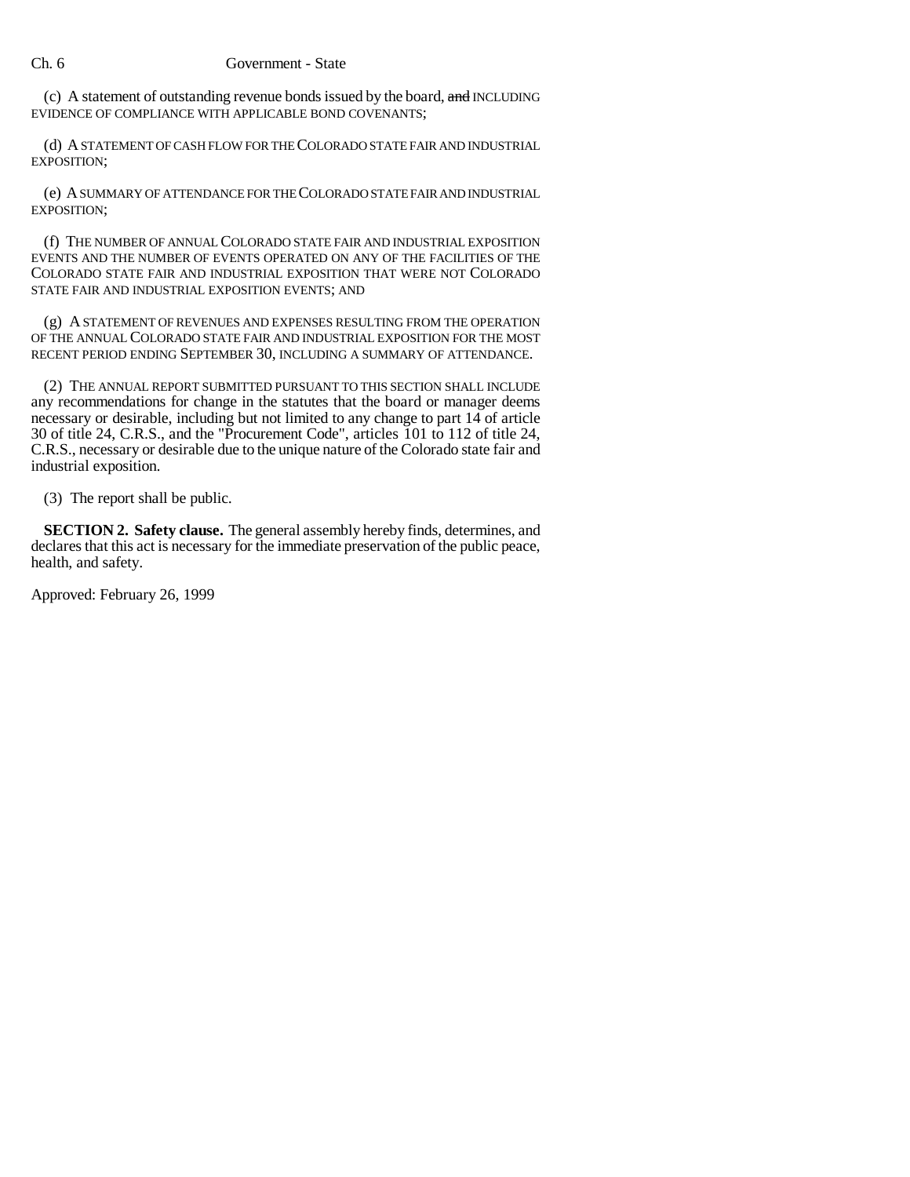(c) A statement of outstanding revenue bonds issued by the board, ~~and~~ INCLUDING EVIDENCE OF COMPLIANCE WITH APPLICABLE BOND COVENANTS;

(d) A STATEMENT OF CASH FLOW FOR THE COLORADO STATE FAIR AND INDUSTRIAL EXPOSITION;

(e) A SUMMARY OF ATTENDANCE FOR THE COLORADO STATE FAIR AND INDUSTRIAL EXPOSITION;

(f) THE NUMBER OF ANNUAL COLORADO STATE FAIR AND INDUSTRIAL EXPOSITION EVENTS AND THE NUMBER OF EVENTS OPERATED ON ANY OF THE FACILITIES OF THE COLORADO STATE FAIR AND INDUSTRIAL EXPOSITION THAT WERE NOT COLORADO STATE FAIR AND INDUSTRIAL EXPOSITION EVENTS; AND

(g) A STATEMENT OF REVENUES AND EXPENSES RESULTING FROM THE OPERATION OF THE ANNUAL COLORADO STATE FAIR AND INDUSTRIAL EXPOSITION FOR THE MOST RECENT PERIOD ENDING SEPTEMBER 30, INCLUDING A SUMMARY OF ATTENDANCE.

(2) THE ANNUAL REPORT SUBMITTED PURSUANT TO THIS SECTION SHALL INCLUDE any recommendations for change in the statutes that the board or manager deems necessary or desirable, including but not limited to any change to part 14 of article 30 of title 24, C.R.S., and the "Procurement Code", articles 101 to 112 of title 24, C.R.S., necessary or desirable due to the unique nature of the Colorado state fair and industrial exposition.

(3) The report shall be public.

**SECTION 2. Safety clause.** The general assembly hereby finds, determines, and declares that this act is necessary for the immediate preservation of the public peace, health, and safety.

Approved: February 26, 1999